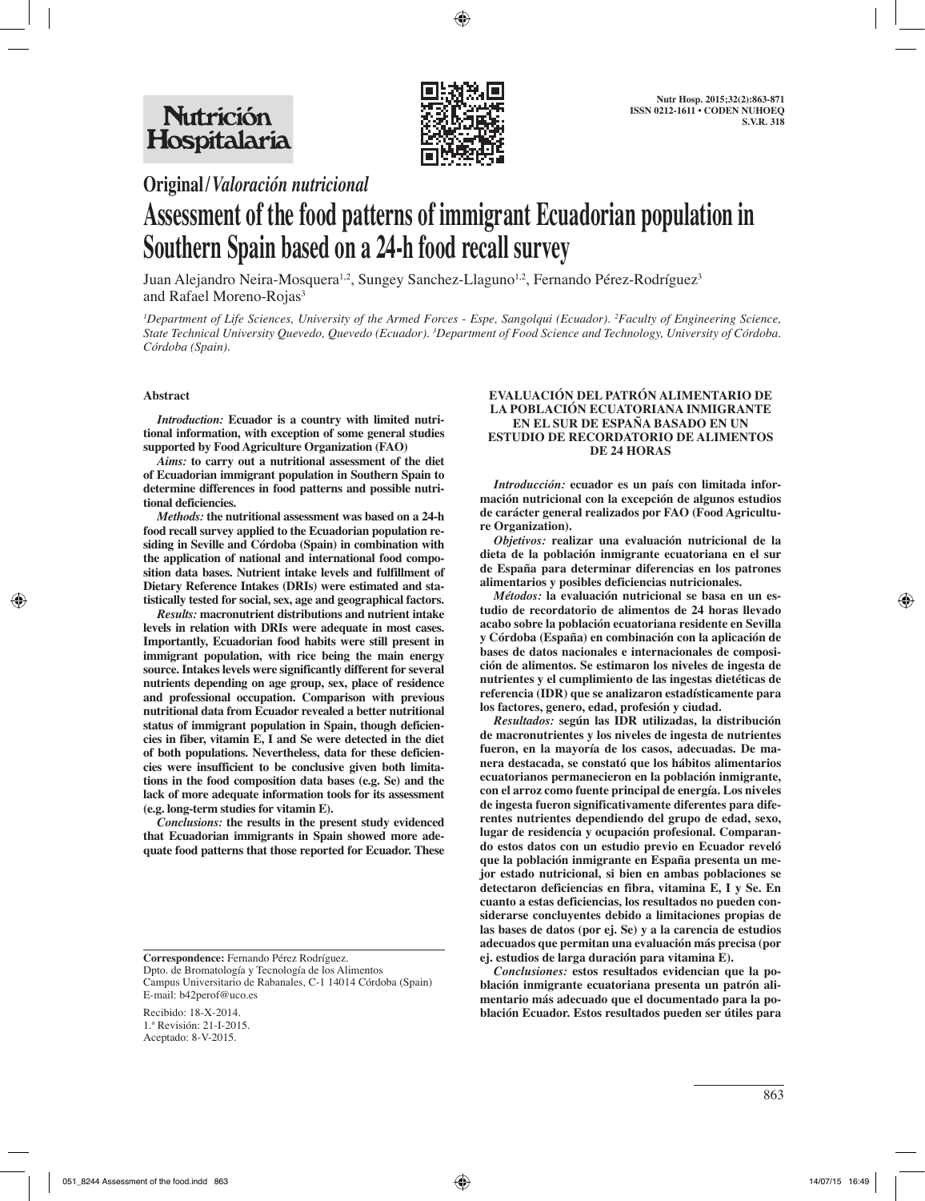## Original/*Valoración nutricional*

# Assessment of the food patterns of immigrant Ecuadorian population in Southern Spain based on a 24-h food recall survey

Juan Alejandro Neira-Mosquera[1,2], Sungey Sanchez-Llaguno[1,2], Fernando Pérez-Rodríguez[3] and Rafael Moreno-Rojas[3]

[1]*Department of Life Sciences, University of the Armed Forces - Espe, Sangolqui (Ecuador).* [2]*Faculty of Engineering Science, State Technical University Quevedo, Quevedo (Ecuador).* [3]*Department of Food Science and Technology, University of Córdoba. Córdoba (Spain).*

### Abstract

***Introduction:*** **Ecuador is a country with limited nutritional information, with exception of some general studies supported by Food Agriculture Organization (FAO)**

***Aims:*** **to carry out a nutritional assessment of the diet of Ecuadorian immigrant population in Southern Spain to determine differences in food patterns and possible nutritional deficiencies.**

***Methods:*** **the nutritional assessment was based on a 24-h food recall survey applied to the Ecuadorian population residing in Seville and Córdoba (Spain) in combination with the application of national and international food composition data bases. Nutrient intake levels and fulfillment of Dietary Reference Intakes (DRIs) were estimated and statistically tested for social, sex, age and geographical factors.**

***Results:*** **macronutrient distributions and nutrient intake levels in relation with DRIs were adequate in most cases. Importantly, Ecuadorian food habits were still present in immigrant population, with rice being the main energy source. Intakes levels were significantly different for several nutrients depending on age group, sex, place of residence and professional occupation. Comparison with previous nutritional data from Ecuador revealed a better nutritional status of immigrant population in Spain, though deficiencies in fiber, vitamin E, I and Se were detected in the diet of both populations. Nevertheless, data for these deficiencies were insufficient to be conclusive given both limitations in the food composition data bases (e.g. Se) and the lack of more adequate information tools for its assessment (e.g. long-term studies for vitamin E).**

***Conclusions:*** **the results in the present study evidenced that Ecuadorian immigrants in Spain showed more adequate food patterns that those reported for Ecuador. These**

**EVALUACIÓN DEL PATRÓN ALIMENTARIO DE LA POBLACIÓN ECUATORIANA INMIGRANTE EN EL SUR DE ESPAÑA BASADO EN UN ESTUDIO DE RECORDATORIO DE ALIMENTOS DE 24 HORAS**

***Introducción:*** **ecuador es un país con limitada información nutricional con la excepción de algunos estudios de carácter general realizados por FAO (Food Agriculture Organization).**

***Objetivos:*** **realizar una evaluación nutricional de la dieta de la población inmigrante ecuatoriana en el sur de España para determinar diferencias en los patrones alimentarios y posibles deficiencias nutricionales.**

***Métodos:*** **la evaluación nutricional se basa en un estudio de recordatorio de alimentos de 24 horas llevado acabo sobre la población ecuatoriana residente en Sevilla y Córdoba (España) en combinación con la aplicación de bases de datos nacionales e internacionales de composición de alimentos. Se estimaron los niveles de ingesta de nutrientes y el cumplimiento de las ingestas dietéticas de referencia (IDR) que se analizaron estadísticamente para los factores, genero, edad, profesión y ciudad.**

***Resultados:*** **según las IDR utilizadas, la distribución de macronutrientes y los niveles de ingesta de nutrientes fueron, en la mayoría de los casos, adecuadas. De manera destacada, se constató que los hábitos alimentarios ecuatorianos permanecieron en la población inmigrante, con el arroz como fuente principal de energía. Los niveles de ingesta fueron significativamente diferentes para diferentes nutrientes dependiendo del grupo de edad, sexo, lugar de residencia y ocupación profesional. Comparando estos datos con un estudio previo en Ecuador reveló que la población inmigrante en España presenta un mejor estado nutricional, si bien en ambas poblaciones se detectaron deficiencias en fibra, vitamina E, I y Se. En cuanto a estas deficiencias, los resultados no pueden considerarse concluyentes debido a limitaciones propias de las bases de datos (por ej. Se) y a la carencia de estudios adecuados que permitan una evaluación más precisa (por ej. estudios de larga duración para vitamina E).**

***Conclusiones:*** **estos resultados evidencian que la población inmigrante ecuatoriana presenta un patrón alimentario más adecuado que el documentado para la población Ecuador. Estos resultados pueden ser útiles para**

**Correspondence:** Fernando Pérez Rodríguez.
Dpto. de Bromatología y Tecnología de los Alimentos
Campus Universitario de Rabanales, C-1 14014 Córdoba (Spain)
E-mail: b42perof@uco.es

Recibido: 18-X-2014.
1.ª Revisión: 21-I-2015.
Aceptado: 8-V-2015.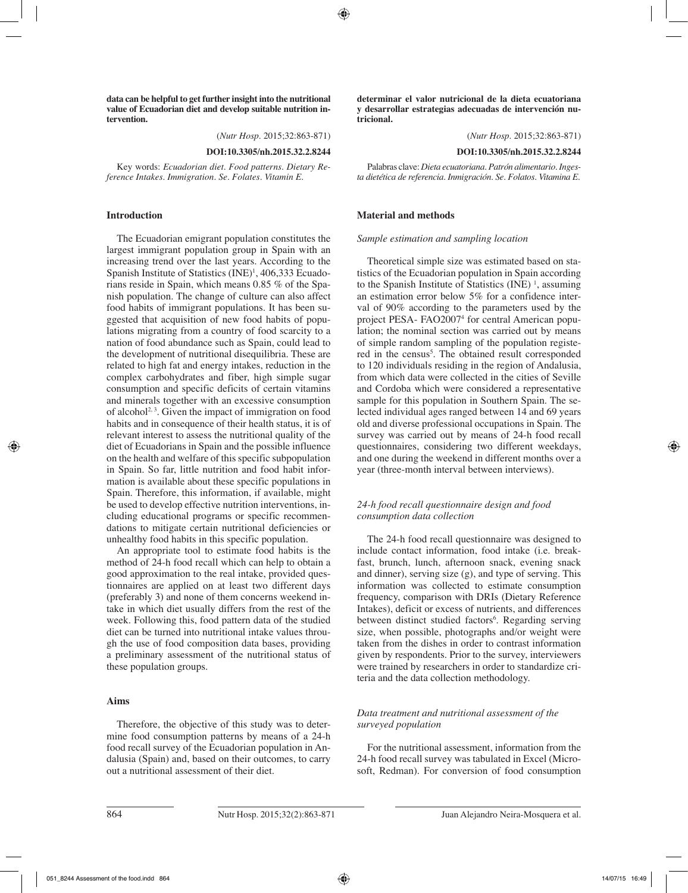**data can be helpful to get further insight into the nutritional value of Ecuadorian diet and develop suitable nutrition intervention.**

(*Nutr Hosp.* 2015;32:863-871)

**DOI:10.3305/nh.2015.32.2.8244**

Key words: *Ecuadorian diet. Food patterns. Dietary Reference Intakes. Immigration. Se. Folates. Vitamin E.*

**determinar el valor nutricional de la dieta ecuatoriana y desarrollar estrategias adecuadas de intervención nutricional.**

(*Nutr Hosp.* 2015;32:863-871)

**DOI:10.3305/nh.2015.32.2.8244**

Palabras clave: *Dieta ecuatoriana. Patrón alimentario. Ingesta dietética de referencia. Inmigración. Se. Folatos. Vitamina E.*

## Introduction

The Ecuadorian emigrant population constitutes the largest immigrant population group in Spain with an increasing trend over the last years. According to the Spanish Institute of Statistics (INE)[1], 406,333 Ecuadorians reside in Spain, which means 0.85 % of the Spanish population. The change of culture can also affect food habits of immigrant populations. It has been suggested that acquisition of new food habits of populations migrating from a country of food scarcity to a nation of food abundance such as Spain, could lead to the development of nutritional disequilibria. These are related to high fat and energy intakes, reduction in the complex carbohydrates and fiber, high simple sugar consumption and specific deficits of certain vitamins and minerals together with an excessive consumption of alcohol[2, 3]. Given the impact of immigration on food habits and in consequence of their health status, it is of relevant interest to assess the nutritional quality of the diet of Ecuadorians in Spain and the possible influence on the health and welfare of this specific subpopulation in Spain. So far, little nutrition and food habit information is available about these specific populations in Spain. Therefore, this information, if available, might be used to develop effective nutrition interventions, including educational programs or specific recommendations to mitigate certain nutritional deficiencies or unhealthy food habits in this specific population.

An appropriate tool to estimate food habits is the method of 24-h food recall which can help to obtain a good approximation to the real intake, provided questionnaires are applied on at least two different days (preferably 3) and none of them concerns weekend intake in which diet usually differs from the rest of the week. Following this, food pattern data of the studied diet can be turned into nutritional intake values through the use of food composition data bases, providing a preliminary assessment of the nutritional status of these population groups.

## Aims

Therefore, the objective of this study was to determine food consumption patterns by means of a 24-h food recall survey of the Ecuadorian population in Andalusia (Spain) and, based on their outcomes, to carry out a nutritional assessment of their diet.

## Material and methods

### *Sample estimation and sampling location*

Theoretical simple size was estimated based on statistics of the Ecuadorian population in Spain according to the Spanish Institute of Statistics (INE) [1], assuming an estimation error below 5% for a confidence interval of 90% according to the parameters used by the project PESA- FAO2007[4] for central American population; the nominal section was carried out by means of simple random sampling of the population registered in the census[5]. The obtained result corresponded to 120 individuals residing in the region of Andalusia, from which data were collected in the cities of Seville and Cordoba which were considered a representative sample for this population in Southern Spain. The selected individual ages ranged between 14 and 69 years old and diverse professional occupations in Spain. The survey was carried out by means of 24-h food recall questionnaires, considering two different weekdays, and one during the weekend in different months over a year (three-month interval between interviews).

### *24-h food recall questionnaire design and food consumption data collection*

The 24-h food recall questionnaire was designed to include contact information, food intake (i.e. breakfast, brunch, lunch, afternoon snack, evening snack and dinner), serving size (g), and type of serving. This information was collected to estimate consumption frequency, comparison with DRIs (Dietary Reference Intakes), deficit or excess of nutrients, and differences between distinct studied factors[6]. Regarding serving size, when possible, photographs and/or weight were taken from the dishes in order to contrast information given by respondents. Prior to the survey, interviewers were trained by researchers in order to standardize criteria and the data collection methodology.

### *Data treatment and nutritional assessment of the surveyed population*

For the nutritional assessment, information from the 24-h food recall survey was tabulated in Excel (Microsoft, Redman). For conversion of food consumption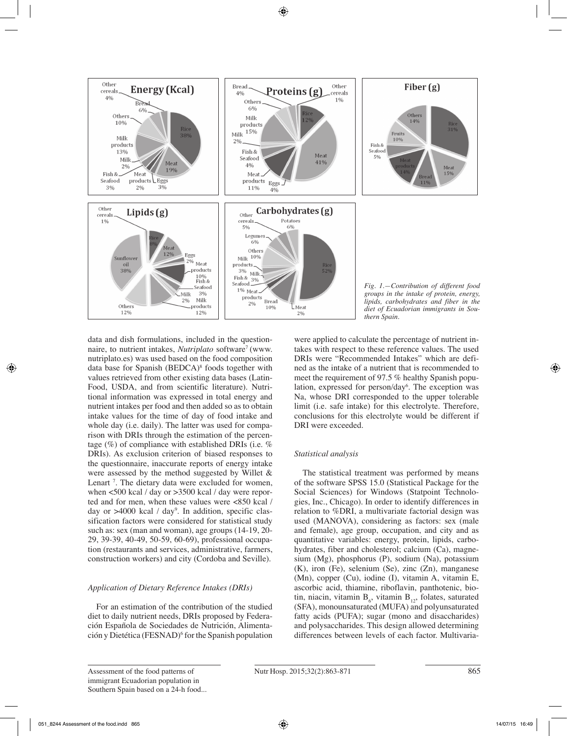*Fig. 1.—Contribution of different food groups in the intake of protein, energy, lipids, carbohydrates and fiber in the diet of Ecuadorian immigrants in Southern Spain.*

data and dish formulations, included in the questionnaire, to nutrient intakes, *Nutriplato* software[7] (www.nutriplato.es) was used based on the food composition data base for Spanish (BEDCA)[8] foods together with values retrieved from other existing data bases (LatinFood, USDA, and from scientific literature). Nutritional information was expressed in total energy and nutrient intakes per food and then added so as to obtain intake values for the time of day of food intake and whole day (i.e. daily). The latter was used for comparison with DRIs through the estimation of the percentage (%) of compliance with established DRIs (i.e. % DRIs). As exclusion criterion of biased responses to the questionnaire, inaccurate reports of energy intake were assessed by the method suggested by Willet & Lenart [7]. The dietary data were excluded for women, when <500 kcal / day or >3500 kcal / day were reported and for men, when these values were <850 kcal / day or >4000 kcal / day[9]. In addition, specific classification factors were considered for statistical study such as: sex (man and woman), age groups (14-19, 20-29, 39-39, 40-49, 50-59, 60-69), professional occupation (restaurants and services, administrative, farmers, construction workers) and city (Cordoba and Seville).

### *Application of Dietary Reference Intakes (DRIs)*

For an estimation of the contribution of the studied diet to daily nutrient needs, DRIs proposed by Federación Española de Sociedades de Nutrición, Alimentación y Dietética (FESNAD)[6] for the Spanish population were applied to calculate the percentage of nutrient intakes with respect to these reference values. The used DRIs were "Recommended Intakes" which are defined as the intake of a nutrient that is recommended to meet the requirement of 97.5 % healthy Spanish population, expressed for person/day[6]. The exception was Na, whose DRI corresponded to the upper tolerable limit (i.e. safe intake) for this electrolyte. Therefore, conclusions for this electrolyte would be different if DRI were exceeded.

### *Statistical analysis*

The statistical treatment was performed by means of the software SPSS 15.0 (Statistical Package for the Social Sciences) for Windows (Statpoint Technologies, Inc., Chicago). In order to identify differences in relation to %DRI, a multivariate factorial design was used (MANOVA), considering as factors: sex (male and female), age group, occupation, and city and as quantitative variables: energy, protein, lipids, carbohydrates, fiber and cholesterol; calcium (Ca), magnesium (Mg), phosphorus (P), sodium (Na), potassium (K), iron (Fe), selenium (Se), zinc (Zn), manganese (Mn), copper (Cu), iodine (I), vitamin A, vitamin E, ascorbic acid, thiamine, riboflavin, panthotenic, biotin, niacin, vitamin $B_6$, vitamin $B_{12}$, folates, saturated (SFA), monounsaturated (MUFA) and polyunsaturated fatty acids (PUFA); sugar (mono and disaccharides) and polysaccharides. This design allowed determining differences between levels of each factor. Multivaria-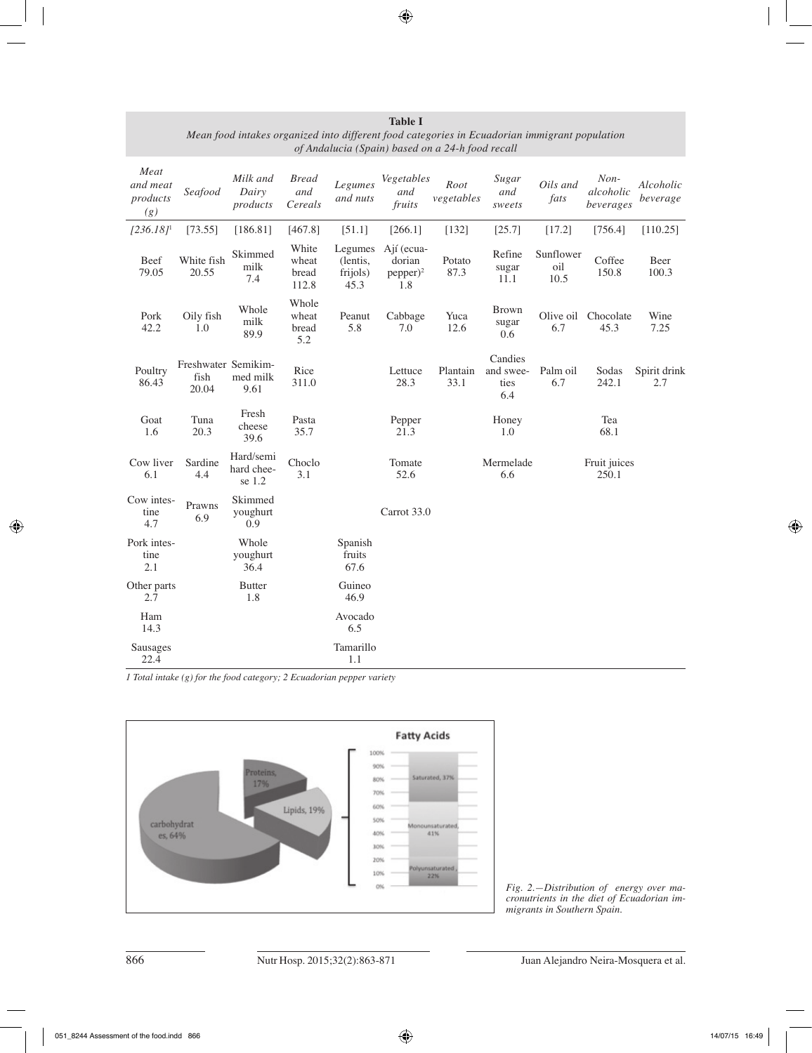**Table I**
*Mean food intakes organized into different food categories in Ecuadorian immigrant population of Andalucia (Spain) based on a 24-h food recall*

| *Meat and meat products (g)* | *Seafood* | *Milk and Dairy products* | *Bread and Cereals* | *Legumes and nuts* | *Vegetables and fruits* | *Root vegetables* | *Sugar and sweets* | *Oils and fats* | *Non-alcoholic beverages* | *Alcoholic beverage* |
|---|---|---|---|---|---|---|---|---|---|---|
| *[236.18]*[1] | [73.55] | [186.81] | [467.8] | [51.1] | [266.1] | [132] | [25.7] | [17.2] | [756.4] | [110.25] |
| Beef 79.05 | White fish 20.55 | Skimmed milk 7.4 | White wheat bread 112.8 | Legumes (lentis, frijols) 45.3 | Ají (ecuadorian pepper)[2] 1.8 | Potato 87.3 | Refine sugar 11.1 | Sunflower oil 10.5 | Coffee 150.8 | Beer 100.3 |
| Pork 42.2 | Oily fish 1.0 | Whole milk 89.9 | Whole wheat bread 5.2 | Peanut 5.8 | Cabbage 7.0 | Yuca 12.6 | Brown sugar 0.6 | Olive oil 6.7 | Chocolate 45.3 | Wine 7.25 |
| Poultry 86.43 | Freshwater fish 20.04 | Semikimmed milk 9.61 | Rice 311.0 | | Lettuce 28.3 | Plantain 33.1 | Candies and sweeties 6.4 | Palm oil 6.7 | Sodas 242.1 | Spirit drink 2.7 |
| Goat 1.6 | Tuna 20.3 | Fresh cheese 39.6 | Pasta 35.7 | | Pepper 21.3 | | Honey 1.0 | | Tea 68.1 | |
| Cow liver 6.1 | Sardine 4.4 | Hard/semi hard cheese 1.2 | Choclo 3.1 | | Tomate 52.6 | | Mermelade 6.6 | | Fruit juices 250.1 | |
| Cow intestine 4.7 | Prawns 6.9 | Skimmed youghurt 0.9 | | | Carrot 33.0 | | | | | |
| Pork intestine 2.1 | | Whole youghurt 36.4 | | Spanish fruits 67.6 | | | | | | |
| Other parts 2.7 | | Butter 1.8 | | Guineo 46.9 | | | | | | |
| Ham 14.3 | | | | Avocado 6.5 | | | | | | |
| Sausages 22.4 | | | | Tamarillo 1.1 | | | | | | |

*1 Total intake (g) for the food category; 2 Ecuadorian pepper variety*

*Fig. 2.—Distribution of energy over macronutrients in the diet of Ecuadorian immigrants in Southern Spain.*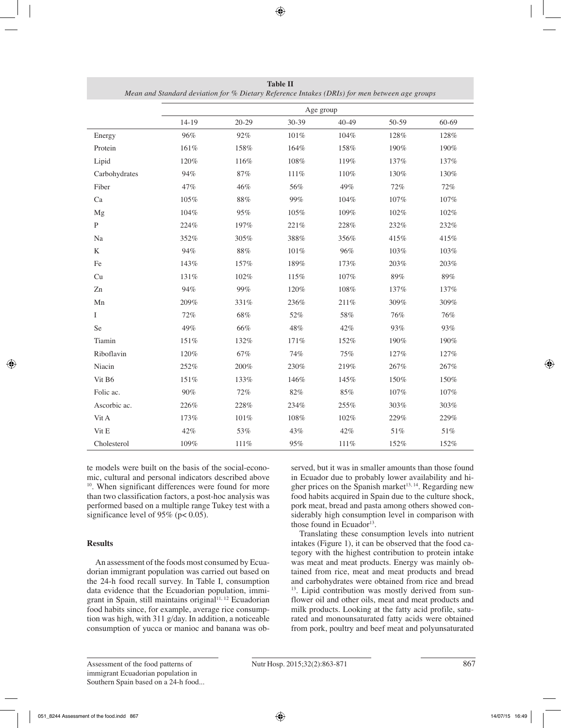**Table II**
*Mean and Standard deviation for % Dietary Reference Intakes (DRIs) for men between age groups*

| | Age group | | | | | |
|---|---|---|---|---|---|---|
| | 14-19 | 20-29 | 30-39 | 40-49 | 50-59 | 60-69 |
| Energy | 96% | 92% | 101% | 104% | 128% | 128% |
| Protein | 161% | 158% | 164% | 158% | 190% | 190% |
| Lipid | 120% | 116% | 108% | 119% | 137% | 137% |
| Carbohydrates | 94% | 87% | 111% | 110% | 130% | 130% |
| Fiber | 47% | 46% | 56% | 49% | 72% | 72% |
| Ca | 105% | 88% | 99% | 104% | 107% | 107% |
| Mg | 104% | 95% | 105% | 109% | 102% | 102% |
| P | 224% | 197% | 221% | 228% | 232% | 232% |
| Na | 352% | 305% | 388% | 356% | 415% | 415% |
| K | 94% | 88% | 101% | 96% | 103% | 103% |
| Fe | 143% | 157% | 189% | 173% | 203% | 203% |
| Cu | 131% | 102% | 115% | 107% | 89% | 89% |
| Zn | 94% | 99% | 120% | 108% | 137% | 137% |
| Mn | 209% | 331% | 236% | 211% | 309% | 309% |
| I | 72% | 68% | 52% | 58% | 76% | 76% |
| Se | 49% | 66% | 48% | 42% | 93% | 93% |
| Tiamin | 151% | 132% | 171% | 152% | 190% | 190% |
| Riboflavin | 120% | 67% | 74% | 75% | 127% | 127% |
| Niacin | 252% | 200% | 230% | 219% | 267% | 267% |
| Vit B6 | 151% | 133% | 146% | 145% | 150% | 150% |
| Folic ac. | 90% | 72% | 82% | 85% | 107% | 107% |
| Ascorbic ac. | 226% | 228% | 234% | 255% | 303% | 303% |
| Vit A | 173% | 101% | 108% | 102% | 229% | 229% |
| Vit E | 42% | 53% | 43% | 42% | 51% | 51% |
| Cholesterol | 109% | 111% | 95% | 111% | 152% | 152% |

te models were built on the basis of the social-economic, cultural and personal indicators described above [10]. When significant differences were found for more than two classification factors, a post-hoc analysis was performed based on a multiple range Tukey test with a significance level of 95% ($p < 0.05$).

## Results

An assessment of the foods most consumed by Ecuadorian immigrant population was carried out based on the 24-h food recall survey. In Table I, consumption data evidence that the Ecuadorian population, immigrant in Spain, still maintains original[11, 12] Ecuadorian food habits since, for example, average rice consumption was high, with 311 g/day. In addition, a noticeable consumption of yucca or manioc and banana was observed, but it was in smaller amounts than those found in Ecuador due to probably lower availability and higher prices on the Spanish market[13, 14]. Regarding new food habits acquired in Spain due to the culture shock, pork meat, bread and pasta among others showed considerably high consumption level in comparison with those found in Ecuador[13].

Translating these consumption levels into nutrient intakes (Figure 1), it can be observed that the food category with the highest contribution to protein intake was meat and meat products. Energy was mainly obtained from rice, meat and meat products and bread and carbohydrates were obtained from rice and bread [13]. Lipid contribution was mostly derived from sunflower oil and other oils, meat and meat products and milk products. Looking at the fatty acid profile, saturated and monounsaturated fatty acids were obtained from pork, poultry and beef meat and polyunsaturated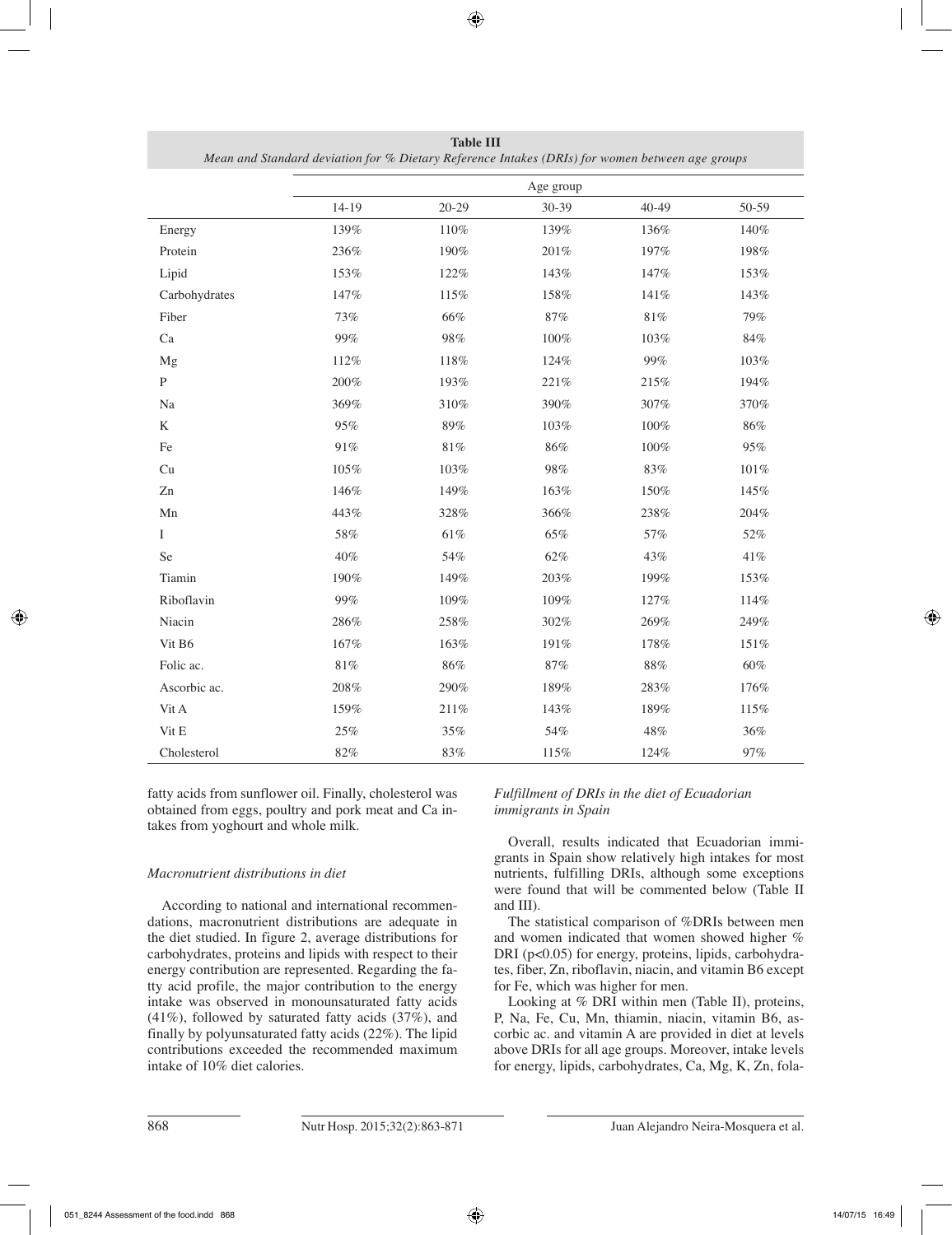**Table III**
*Mean and Standard deviation for % Dietary Reference Intakes (DRIs) for women between age groups*

| | Age group | | | | |
|---|---|---|---|---|---|
| | 14-19 | 20-29 | 30-39 | 40-49 | 50-59 |
| Energy | 139% | 110% | 139% | 136% | 140% |
| Protein | 236% | 190% | 201% | 197% | 198% |
| Lipid | 153% | 122% | 143% | 147% | 153% |
| Carbohydrates | 147% | 115% | 158% | 141% | 143% |
| Fiber | 73% | 66% | 87% | 81% | 79% |
| Ca | 99% | 98% | 100% | 103% | 84% |
| Mg | 112% | 118% | 124% | 99% | 103% |
| P | 200% | 193% | 221% | 215% | 194% |
| Na | 369% | 310% | 390% | 307% | 370% |
| K | 95% | 89% | 103% | 100% | 86% |
| Fe | 91% | 81% | 86% | 100% | 95% |
| Cu | 105% | 103% | 98% | 83% | 101% |
| Zn | 146% | 149% | 163% | 150% | 145% |
| Mn | 443% | 328% | 366% | 238% | 204% |
| I | 58% | 61% | 65% | 57% | 52% |
| Se | 40% | 54% | 62% | 43% | 41% |
| Tiamin | 190% | 149% | 203% | 199% | 153% |
| Riboflavin | 99% | 109% | 109% | 127% | 114% |
| Niacin | 286% | 258% | 302% | 269% | 249% |
| Vit B6 | 167% | 163% | 191% | 178% | 151% |
| Folic ac. | 81% | 86% | 87% | 88% | 60% |
| Ascorbic ac. | 208% | 290% | 189% | 283% | 176% |
| Vit A | 159% | 211% | 143% | 189% | 115% |
| Vit E | 25% | 35% | 54% | 48% | 36% |
| Cholesterol | 82% | 83% | 115% | 124% | 97% |

fatty acids from sunflower oil. Finally, cholesterol was obtained from eggs, poultry and pork meat and Ca intakes from yoghourt and whole milk.

### *Macronutrient distributions in diet*

According to national and international recommendations, macronutrient distributions are adequate in the diet studied. In figure 2, average distributions for carbohydrates, proteins and lipids with respect to their energy contribution are represented. Regarding the fatty acid profile, the major contribution to the energy intake was observed in monounsaturated fatty acids (41%), followed by saturated fatty acids (37%), and finally by polyunsaturated fatty acids (22%). The lipid contributions exceeded the recommended maximum intake of 10% diet calories.

### *Fulfillment of DRIs in the diet of Ecuadorian immigrants in Spain*

Overall, results indicated that Ecuadorian immigrants in Spain show relatively high intakes for most nutrients, fulfilling DRIs, although some exceptions were found that will be commented below (Table II and III).

The statistical comparison of %DRIs between men and women indicated that women showed higher % DRI ($p<0.05$) for energy, proteins, lipids, carbohydrates, fiber, Zn, riboflavin, niacin, and vitamin B6 except for Fe, which was higher for men.

Looking at % DRI within men (Table II), proteins, P, Na, Fe, Cu, Mn, thiamin, niacin, vitamin B6, ascorbic ac. and vitamin A are provided in diet at levels above DRIs for all age groups. Moreover, intake levels for energy, lipids, carbohydrates, Ca, Mg, K, Zn, fola-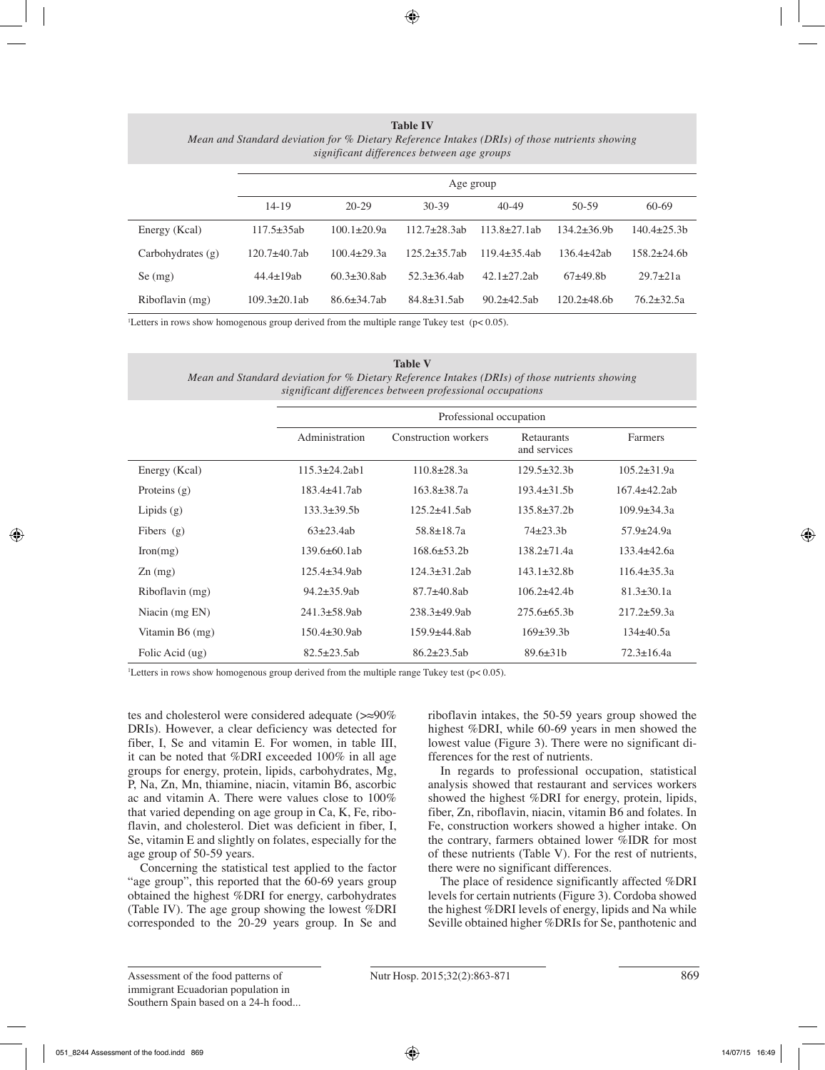**Table IV**
*Mean and Standard deviation for % Dietary Reference Intakes (DRIs) of those nutrients showing significant differences between age groups*

| | Age group | | | | | |
|---|---|---|---|---|---|---|
| | 14-19 | 20-29 | 30-39 | 40-49 | 50-59 | 60-69 |
| Energy (Kcal) | 117.5±35ab | 100.1±20.9a | 112.7±28.3ab | 113.8±27.1ab | 134.2±36.9b | 140.4±25.3b |
| Carbohydrates (g) | 120.7±40.7ab | 100.4±29.3a | 125.2±35.7ab | 119.4±35.4ab | 136.4±42ab | 158.2±24.6b |
| Se (mg) | 44.4±19ab | 60.3±30.8ab | 52.3±36.4ab | 42.1±27.2ab | 67±49.8b | 29.7±21a |
| Riboflavin (mg) | 109.3±20.1ab | 86.6±34.7ab | 84.8±31.5ab | 90.2±42.5ab | 120.2±48.6b | 76.2±32.5a |

[1]Letters in rows show homogenous group derived from the multiple range Tukey test ($p < 0.05$).

**Table V**
*Mean and Standard deviation for % Dietary Reference Intakes (DRIs) of those nutrients showing significant differences between professional occupations*

| | Professional occupation | | | |
|---|---|---|---|---|
| | Administration | Construction workers | Retaurants and services | Farmers |
| Energy (Kcal) | 115.3±24.2ab1 | 110.8±28.3a | 129.5±32.3b | 105.2±31.9a |
| Proteins (g) | 183.4±41.7ab | 163.8±38.7a | 193.4±31.5b | 167.4±42.2ab |
| Lipids (g) | 133.3±39.5b | 125.2±41.5ab | 135.8±37.2b | 109.9±34.3a |
| Fibers (g) | 63±23.4ab | 58.8±18.7a | 74±23.3b | 57.9±24.9a |
| Iron(mg) | 139.6±60.1ab | 168.6±53.2b | 138.2±71.4a | 133.4±42.6a |
| Zn (mg) | 125.4±34.9ab | 124.3±31.2ab | 143.1±32.8b | 116.4±35.3a |
| Riboflavin (mg) | 94.2±35.9ab | 87.7±40.8ab | 106.2±42.4b | 81.3±30.1a |
| Niacin (mg EN) | 241.3±58.9ab | 238.3±49.9ab | 275.6±65.3b | 217.2±59.3a |
| Vitamin B6 (mg) | 150.4±30.9ab | 159.9±44.8ab | 169±39.3b | 134±40.5a |
| Folic Acid (ug) | 82.5±23.5ab | 86.2±23.5ab | 89.6±31b | 72.3±16.4a |

[1]Letters in rows show homogenous group derived from the multiple range Tukey test ($p < 0.05$).

tes and cholesterol were considered adequate (>≈90% DRIs). However, a clear deficiency was detected for fiber, I, Se and vitamin E. For women, in table III, it can be noted that %DRI exceeded 100% in all age groups for energy, protein, lipids, carbohydrates, Mg, P, Na, Zn, Mn, thiamine, niacin, vitamin B6, ascorbic ac and vitamin A. There were values close to 100% that varied depending on age group in Ca, K, Fe, riboflavin, and cholesterol. Diet was deficient in fiber, I, Se, vitamin E and slightly on folates, especially for the age group of 50-59 years.

Concerning the statistical test applied to the factor "age group", this reported that the 60-69 years group obtained the highest %DRI for energy, carbohydrates (Table IV). The age group showing the lowest %DRI corresponded to the 20-29 years group. In Se and riboflavin intakes, the 50-59 years group showed the highest %DRI, while 60-69 years in men showed the lowest value (Figure 3). There were no significant differences for the rest of nutrients.

In regards to professional occupation, statistical analysis showed that restaurant and services workers showed the highest %DRI for energy, protein, lipids, fiber, Zn, riboflavin, niacin, vitamin B6 and folates. In Fe, construction workers showed a higher intake. On the contrary, farmers obtained lower %IDR for most of these nutrients (Table V). For the rest of nutrients, there were no significant differences.

The place of residence significantly affected %DRI levels for certain nutrients (Figure 3). Cordoba showed the highest %DRI levels of energy, lipids and Na while Seville obtained higher %DRIs for Se, panthotenic and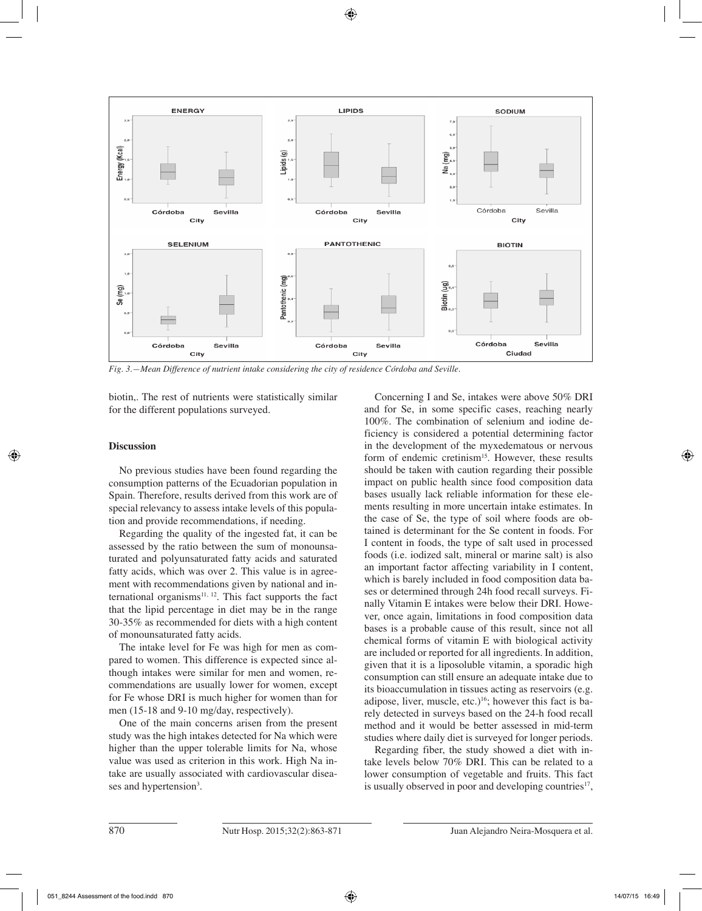*Fig. 3.—Mean Difference of nutrient intake considering the city of residence Córdoba and Seville.*

biotin,. The rest of nutrients were statistically similar for the different populations surveyed.

## Discussion

No previous studies have been found regarding the consumption patterns of the Ecuadorian population in Spain. Therefore, results derived from this work are of special relevancy to assess intake levels of this population and provide recommendations, if needing.

Regarding the quality of the ingested fat, it can be assessed by the ratio between the sum of monounsaturated and polyunsaturated fatty acids and saturated fatty acids, which was over 2. This value is in agreement with recommendations given by national and international organisms[11, 12]. This fact supports the fact that the lipid percentage in diet may be in the range 30-35% as recommended for diets with a high content of monounsaturated fatty acids.

The intake level for Fe was high for men as compared to women. This difference is expected since although intakes were similar for men and women, recommendations are usually lower for women, except for Fe whose DRI is much higher for women than for men (15-18 and 9-10 mg/day, respectively).

One of the main concerns arisen from the present study was the high intakes detected for Na which were higher than the upper tolerable limits for Na, whose value was used as criterion in this work. High Na intake are usually associated with cardiovascular diseases and hypertension[3].

Concerning I and Se, intakes were above 50% DRI and for Se, in some specific cases, reaching nearly 100%. The combination of selenium and iodine deficiency is considered a potential determining factor in the development of the myxedematous or nervous form of endemic cretinism[15]. However, these results should be taken with caution regarding their possible impact on public health since food composition data bases usually lack reliable information for these elements resulting in more uncertain intake estimates. In the case of Se, the type of soil where foods are obtained is determinant for the Se content in foods. For I content in foods, the type of salt used in processed foods (i.e. iodized salt, mineral or marine salt) is also an important factor affecting variability in I content, which is barely included in food composition data bases or determined through 24h food recall surveys. Finally Vitamin E intakes were below their DRI. However, once again, limitations in food composition data bases is a probable cause of this result, since not all chemical forms of vitamin E with biological activity are included or reported for all ingredients. In addition, given that it is a liposoluble vitamin, a sporadic high consumption can still ensure an adequate intake due to its bioaccumulation in tissues acting as reservoirs (e.g. adipose, liver, muscle, etc.)[16]; however this fact is barely detected in surveys based on the 24-h food recall method and it would be better assessed in mid-term studies where daily diet is surveyed for longer periods.

Regarding fiber, the study showed a diet with intake levels below 70% DRI. This can be related to a lower consumption of vegetable and fruits. This fact is usually observed in poor and developing countries[17],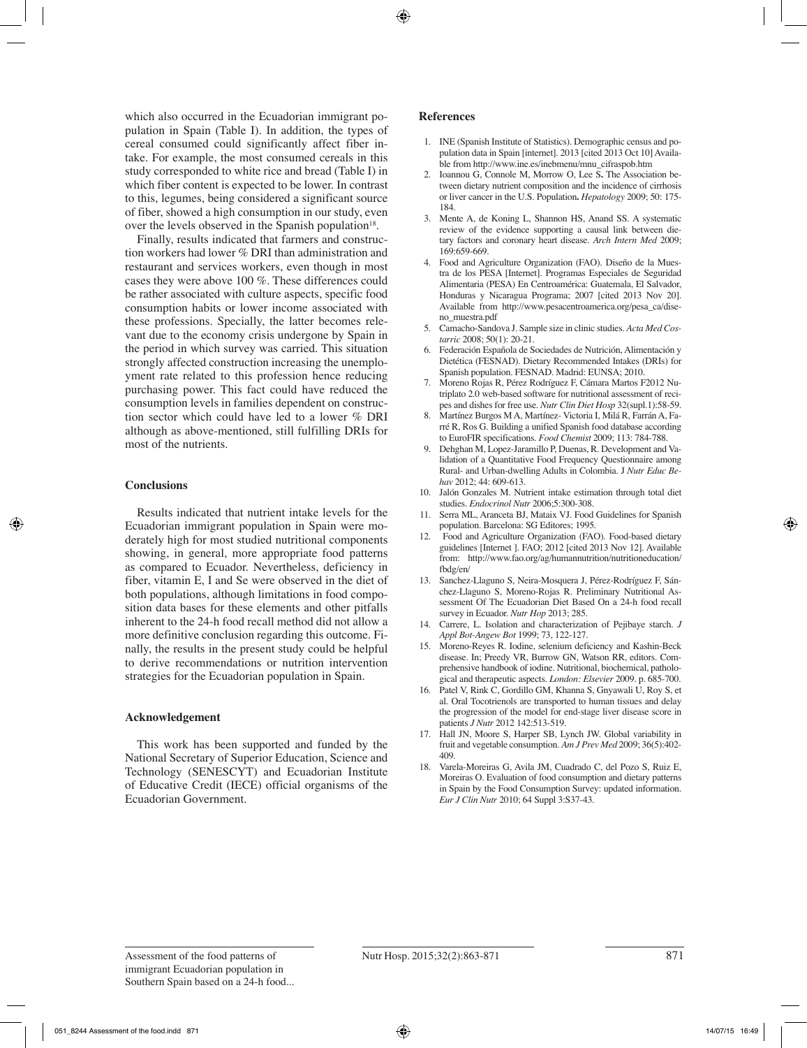which also occurred in the Ecuadorian immigrant population in Spain (Table I). In addition, the types of cereal consumed could significantly affect fiber intake. For example, the most consumed cereals in this study corresponded to white rice and bread (Table I) in which fiber content is expected to be lower. In contrast to this, legumes, being considered a significant source of fiber, showed a high consumption in our study, even over the levels observed in the Spanish population[18].

Finally, results indicated that farmers and construction workers had lower % DRI than administration and restaurant and services workers, even though in most cases they were above 100 %. These differences could be rather associated with culture aspects, specific food consumption habits or lower income associated with these professions. Specially, the latter becomes relevant due to the economy crisis undergone by Spain in the period in which survey was carried. This situation strongly affected construction increasing the unemployment rate related to this profession hence reducing purchasing power. This fact could have reduced the consumption levels in families dependent on construction sector which could have led to a lower % DRI although as above-mentioned, still fulfilling DRIs for most of the nutrients.

## Conclusions

Results indicated that nutrient intake levels for the Ecuadorian immigrant population in Spain were moderately high for most studied nutritional components showing, in general, more appropriate food patterns as compared to Ecuador. Nevertheless, deficiency in fiber, vitamin E, I and Se were observed in the diet of both populations, although limitations in food composition data bases for these elements and other pitfalls inherent to the 24-h food recall method did not allow a more definitive conclusion regarding this outcome. Finally, the results in the present study could be helpful to derive recommendations or nutrition intervention strategies for the Ecuadorian population in Spain.

## Acknowledgement

This work has been supported and funded by the National Secretary of Superior Education, Science and Technology (SENESCYT) and Ecuadorian Institute of Educative Credit (IECE) official organisms of the Ecuadorian Government.

## References

1. INE (Spanish Institute of Statistics). Demographic census and population data in Spain [internet]. 2013 [cited 2013 Oct 10] Available from http://www.ine.es/inebmenu/mnu_cifraspob.htm
2. Ioannou G, Connole M, Morrow O, Lee S**.** The Association between dietary nutrient composition and the incidence of cirrhosis or liver cancer in the U.S. Population**.** *Hepatology* 2009; 50: 175-184.
3. Mente A, de Koning L, Shannon HS, Anand SS. A systematic review of the evidence supporting a causal link between dietary factors and coronary heart disease. *Arch Intern Med* 2009; 169:659-669.
4. Food and Agriculture Organization (FAO). Diseño de la Muestra de los PESA [Internet]. Programas Especiales de Seguridad Alimentaria (PESA) En Centroamérica: Guatemala, El Salvador, Honduras y Nicaragua Programa; 2007 [cited 2013 Nov 20]. Available from http://www.pesacentroamerica.org/pesa_ca/diseno_muestra.pdf
5. Camacho-Sandova J. Sample size in clinic studies. *Acta Med Costarric* 2008; 50(1): 20-21.
6. Federación Española de Sociedades de Nutrición, Alimentación y Dietética (FESNAD). Dietary Recommended Intakes (DRIs) for Spanish population. FESNAD. Madrid: EUNSA; 2010.
7. Moreno Rojas R, Pérez Rodríguez F, Cámara Martos F2012 Nutriplato 2.0 web-based software for nutritional assessment of recipes and dishes for free use. *Nutr Clin Diet Hosp* 32(supl.1):58-59.
8. Martínez Burgos M A, Martínez- Victoria I, Milá R, Farrán A, Farré R, Ros G. Building a unified Spanish food database according to EuroFIR specifications. *Food Chemist* 2009; 113: 784-788.
9. Dehghan M, Lopez-Jaramillo P, Duenas, R. Development and Validation of a Quantitative Food Frequency Questionnaire among Rural- and Urban-dwelling Adults in Colombia. J *Nutr Educ Behav* 2012; 44: 609-613.
10. Jalón Gonzales M. Nutrient intake estimation through total diet studies. *Endocrinol Nutr* 2006;5:300-308.
11. Serra ML, Aranceta BJ, Mataix VJ. Food Guidelines for Spanish population. Barcelona: SG Editores; 1995.
12. Food and Agriculture Organization (FAO). Food-based dietary guidelines [Internet ]. FAO; 2012 [cited 2013 Nov 12]. Available from: http://www.fao.org/ag/humannutrition/nutritioneducation/fbdg/en/
13. Sanchez-Llaguno S, Neira-Mosquera J, Pérez-Rodríguez F, Sánchez-Llaguno S, Moreno-Rojas R. Preliminary Nutritional Assessment Of The Ecuadorian Diet Based On a 24-h food recall survey in Ecuador. *Nutr Hop* 2013; 285.
14. Carrere, L. Isolation and characterization of Pejibaye starch. *J Appl Bot-Angew Bot* 1999; 73, 122-127.
15. Moreno-Reyes R. Iodine, selenium deficiency and Kashin-Beck disease. In; Preedy VR, Burrow GN, Watson RR, editors. Comprehensive handbook of iodine. Nutritional, biochemical, pathological and therapeutic aspects. *London: Elsevier* 2009. p. 685-700.
16. Patel V, Rink C, Gordillo GM, Khanna S, Gnyawali U, Roy S, et al. Oral Tocotrienols are transported to human tissues and delay the progression of the model for end-stage liver disease score in patients *J Nutr* 2012 142:513-519.
17. Hall JN, Moore S, Harper SB, Lynch JW. Global variability in fruit and vegetable consumption. *Am J Prev Med* 2009; 36(5):402-409.
18. Varela-Moreiras G, Avila JM, Cuadrado C, del Pozo S, Ruiz E, Moreiras O. Evaluation of food consumption and dietary patterns in Spain by the Food Consumption Survey: updated information. *Eur J Clin Nutr* 2010; 64 Suppl 3:S37-43.